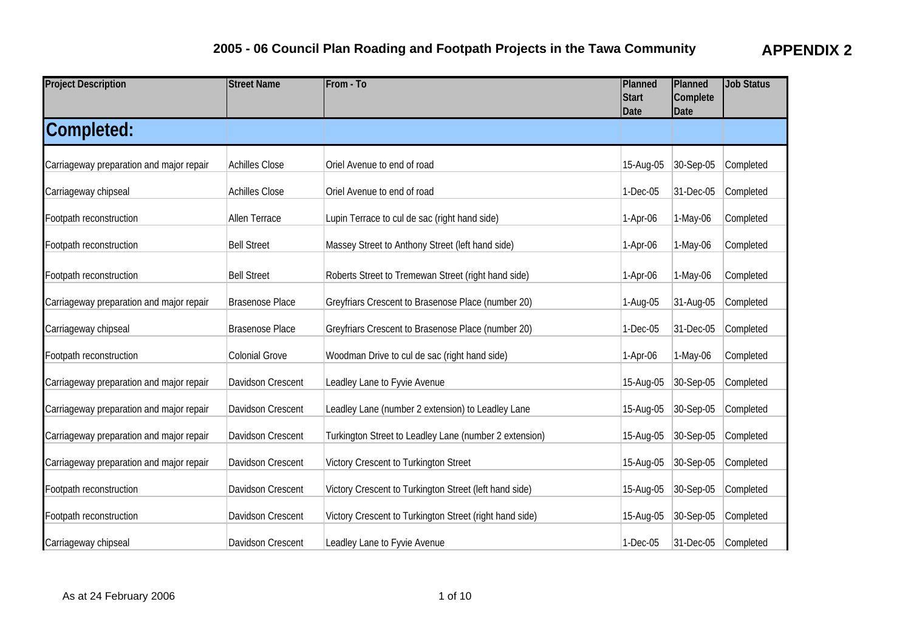# 2005 - 06 Council Plan Roading and Footpath Projects in the Tawa Community

**APPENDIX 2**

| Project Description | Street Name | From - To | Planned Start Date | Planned Complete Date | Job Status |
|---|---|---|---|---|---|
| **Completed:** | | | | | |
| Carriageway preparation and major repair | Achilles Close | Oriel Avenue to end of road | 15-Aug-05 | 30-Sep-05 | Completed |
| Carriageway chipseal | Achilles Close | Oriel Avenue to end of road | 1-Dec-05 | 31-Dec-05 | Completed |
| Footpath reconstruction | Allen Terrace | Lupin Terrace to cul de sac (right hand side) | 1-Apr-06 | 1-May-06 | Completed |
| Footpath reconstruction | Bell Street | Massey Street to Anthony Street (left hand side) | 1-Apr-06 | 1-May-06 | Completed |
| Footpath reconstruction | Bell Street | Roberts Street to Tremewan Street (right hand side) | 1-Apr-06 | 1-May-06 | Completed |
| Carriageway preparation and major repair | Brasenose Place | Greyfriars Crescent to Brasenose Place (number 20) | 1-Aug-05 | 31-Aug-05 | Completed |
| Carriageway chipseal | Brasenose Place | Greyfriars Crescent to Brasenose Place (number 20) | 1-Dec-05 | 31-Dec-05 | Completed |
| Footpath reconstruction | Colonial Grove | Woodman Drive to cul de sac (right hand side) | 1-Apr-06 | 1-May-06 | Completed |
| Carriageway preparation and major repair | Davidson Crescent | Leadley Lane to Fyvie Avenue | 15-Aug-05 | 30-Sep-05 | Completed |
| Carriageway preparation and major repair | Davidson Crescent | Leadley Lane (number 2 extension) to Leadley Lane | 15-Aug-05 | 30-Sep-05 | Completed |
| Carriageway preparation and major repair | Davidson Crescent | Turkington Street to Leadley Lane (number 2 extension) | 15-Aug-05 | 30-Sep-05 | Completed |
| Carriageway preparation and major repair | Davidson Crescent | Victory Crescent to Turkington Street | 15-Aug-05 | 30-Sep-05 | Completed |
| Footpath reconstruction | Davidson Crescent | Victory Crescent to Turkington Street (left hand side) | 15-Aug-05 | 30-Sep-05 | Completed |
| Footpath reconstruction | Davidson Crescent | Victory Crescent to Turkington Street (right hand side) | 15-Aug-05 | 30-Sep-05 | Completed |
| Carriageway chipseal | Davidson Crescent | Leadley Lane to Fyvie Avenue | 1-Dec-05 | 31-Dec-05 | Completed |

As at 24 February 2006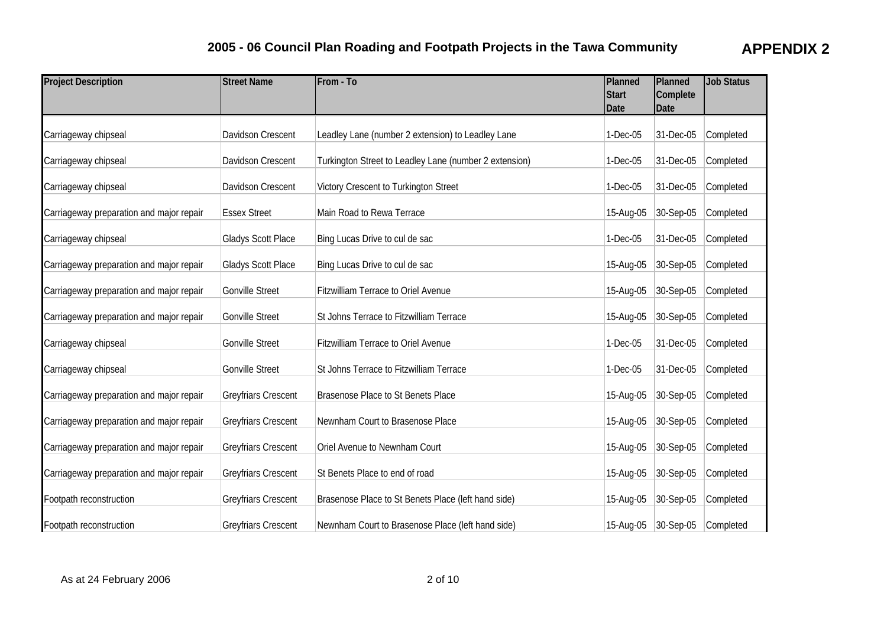## 2005 - 06 Council Plan Roading and Footpath Projects in the Tawa Community

**APPENDIX 2**

| Project Description | Street Name | From - To | Planned Start Date | Planned Complete Date | Job Status |
|---|---|---|---|---|---|
| Carriageway chipseal | Davidson Crescent | Leadley Lane (number 2 extension) to Leadley Lane | 1-Dec-05 | 31-Dec-05 | Completed |
| Carriageway chipseal | Davidson Crescent | Turkington Street to Leadley Lane (number 2 extension) | 1-Dec-05 | 31-Dec-05 | Completed |
| Carriageway chipseal | Davidson Crescent | Victory Crescent to Turkington Street | 1-Dec-05 | 31-Dec-05 | Completed |
| Carriageway preparation and major repair | Essex Street | Main Road to Rewa Terrace | 15-Aug-05 | 30-Sep-05 | Completed |
| Carriageway chipseal | Gladys Scott Place | Bing Lucas Drive to cul de sac | 1-Dec-05 | 31-Dec-05 | Completed |
| Carriageway preparation and major repair | Gladys Scott Place | Bing Lucas Drive to cul de sac | 15-Aug-05 | 30-Sep-05 | Completed |
| Carriageway preparation and major repair | Gonville Street | Fitzwilliam Terrace to Oriel Avenue | 15-Aug-05 | 30-Sep-05 | Completed |
| Carriageway preparation and major repair | Gonville Street | St Johns Terrace to Fitzwilliam Terrace | 15-Aug-05 | 30-Sep-05 | Completed |
| Carriageway chipseal | Gonville Street | Fitzwilliam Terrace to Oriel Avenue | 1-Dec-05 | 31-Dec-05 | Completed |
| Carriageway chipseal | Gonville Street | St Johns Terrace to Fitzwilliam Terrace | 1-Dec-05 | 31-Dec-05 | Completed |
| Carriageway preparation and major repair | Greyfriars Crescent | Brasenose Place to St Benets Place | 15-Aug-05 | 30-Sep-05 | Completed |
| Carriageway preparation and major repair | Greyfriars Crescent | Newnham Court to Brasenose Place | 15-Aug-05 | 30-Sep-05 | Completed |
| Carriageway preparation and major repair | Greyfriars Crescent | Oriel Avenue to Newnham Court | 15-Aug-05 | 30-Sep-05 | Completed |
| Carriageway preparation and major repair | Greyfriars Crescent | St Benets Place to end of road | 15-Aug-05 | 30-Sep-05 | Completed |
| Footpath reconstruction | Greyfriars Crescent | Brasenose Place to St Benets Place (left hand side) | 15-Aug-05 | 30-Sep-05 | Completed |
| Footpath reconstruction | Greyfriars Crescent | Newnham Court to Brasenose Place (left hand side) | 15-Aug-05 | 30-Sep-05 | Completed |

As at 24 February 2006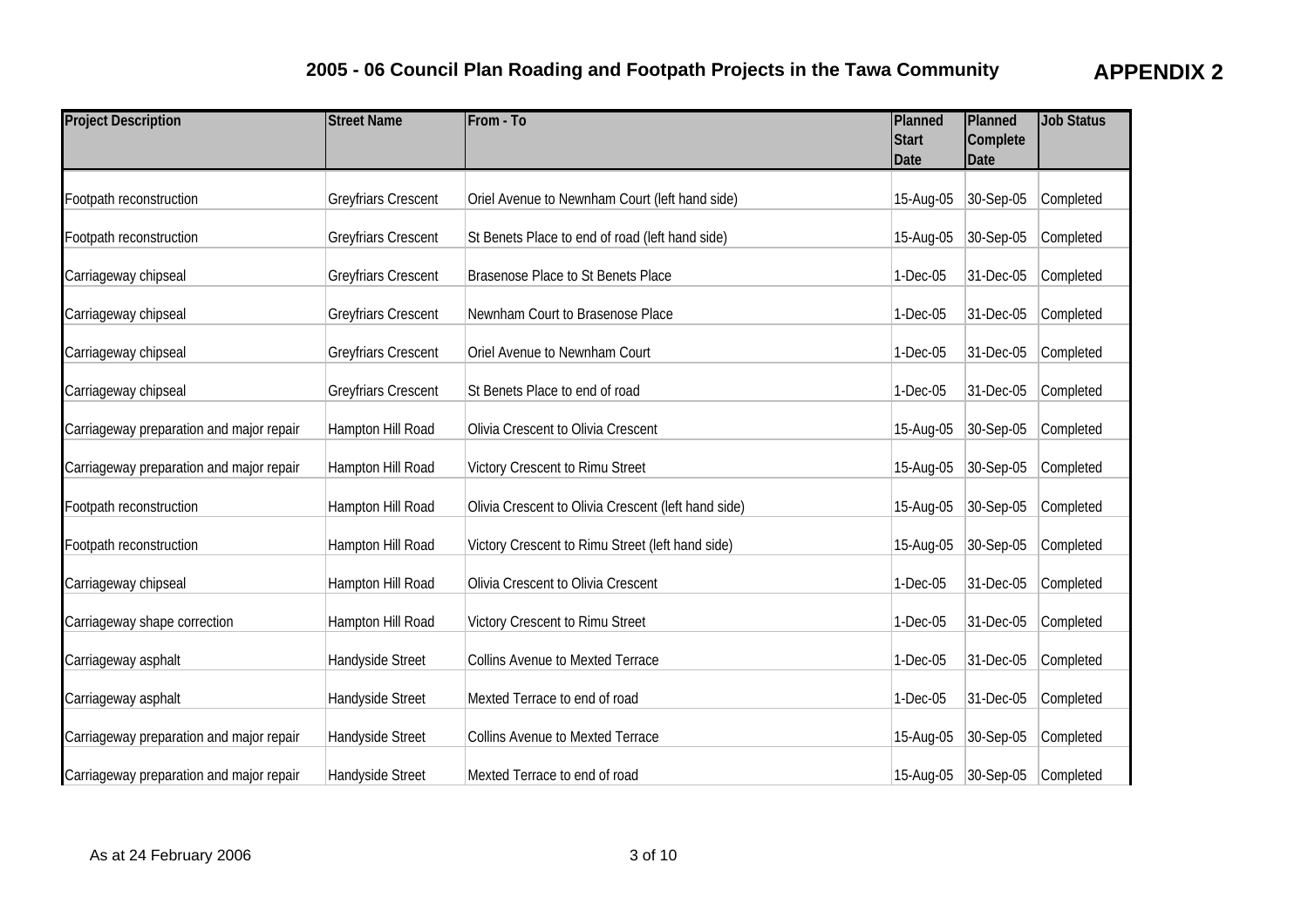# 2005 - 06 Council Plan Roading and Footpath Projects in the Tawa Community

**APPENDIX 2**

| Project Description | Street Name | From - To | Planned Start Date | Planned Complete Date | Job Status |
|---|---|---|---|---|---|
| Footpath reconstruction | Greyfriars Crescent | Oriel Avenue to Newnham Court (left hand side) | 15-Aug-05 | 30-Sep-05 | Completed |
| Footpath reconstruction | Greyfriars Crescent | St Benets Place to end of road (left hand side) | 15-Aug-05 | 30-Sep-05 | Completed |
| Carriageway chipseal | Greyfriars Crescent | Brasenose Place to St Benets Place | 1-Dec-05 | 31-Dec-05 | Completed |
| Carriageway chipseal | Greyfriars Crescent | Newnham Court to Brasenose Place | 1-Dec-05 | 31-Dec-05 | Completed |
| Carriageway chipseal | Greyfriars Crescent | Oriel Avenue to Newnham Court | 1-Dec-05 | 31-Dec-05 | Completed |
| Carriageway chipseal | Greyfriars Crescent | St Benets Place to end of road | 1-Dec-05 | 31-Dec-05 | Completed |
| Carriageway preparation and major repair | Hampton Hill Road | Olivia Crescent to Olivia Crescent | 15-Aug-05 | 30-Sep-05 | Completed |
| Carriageway preparation and major repair | Hampton Hill Road | Victory Crescent to Rimu Street | 15-Aug-05 | 30-Sep-05 | Completed |
| Footpath reconstruction | Hampton Hill Road | Olivia Crescent to Olivia Crescent (left hand side) | 15-Aug-05 | 30-Sep-05 | Completed |
| Footpath reconstruction | Hampton Hill Road | Victory Crescent to Rimu Street (left hand side) | 15-Aug-05 | 30-Sep-05 | Completed |
| Carriageway chipseal | Hampton Hill Road | Olivia Crescent to Olivia Crescent | 1-Dec-05 | 31-Dec-05 | Completed |
| Carriageway shape correction | Hampton Hill Road | Victory Crescent to Rimu Street | 1-Dec-05 | 31-Dec-05 | Completed |
| Carriageway asphalt | Handyside Street | Collins Avenue to Mexted Terrace | 1-Dec-05 | 31-Dec-05 | Completed |
| Carriageway asphalt | Handyside Street | Mexted Terrace to end of road | 1-Dec-05 | 31-Dec-05 | Completed |
| Carriageway preparation and major repair | Handyside Street | Collins Avenue to Mexted Terrace | 15-Aug-05 | 30-Sep-05 | Completed |
| Carriageway preparation and major repair | Handyside Street | Mexted Terrace to end of road | 15-Aug-05 | 30-Sep-05 | Completed |

As at 24 February 2006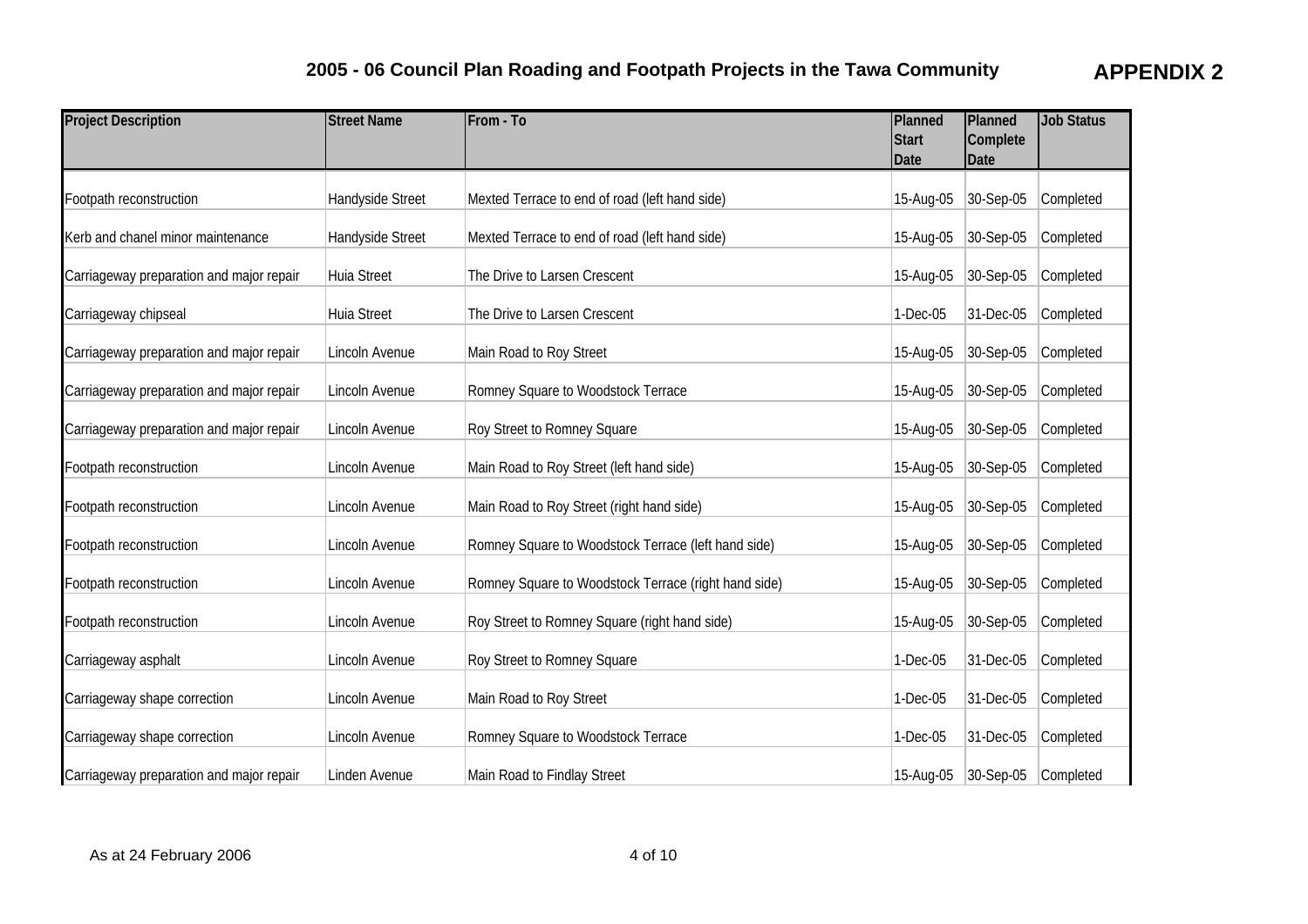## 2005 - 06 Council Plan Roading and Footpath Projects in the Tawa Community

**APPENDIX 2**

| Project Description | Street Name | From - To | Planned Start Date | Planned Complete Date | Job Status |
|---|---|---|---|---|---|
| Footpath reconstruction | Handyside Street | Mexted Terrace to end of road (left hand side) | 15-Aug-05 | 30-Sep-05 | Completed |
| Kerb and chanel minor maintenance | Handyside Street | Mexted Terrace to end of road (left hand side) | 15-Aug-05 | 30-Sep-05 | Completed |
| Carriageway preparation and major repair | Huia Street | The Drive to Larsen Crescent | 15-Aug-05 | 30-Sep-05 | Completed |
| Carriageway chipseal | Huia Street | The Drive to Larsen Crescent | 1-Dec-05 | 31-Dec-05 | Completed |
| Carriageway preparation and major repair | Lincoln Avenue | Main Road to Roy Street | 15-Aug-05 | 30-Sep-05 | Completed |
| Carriageway preparation and major repair | Lincoln Avenue | Romney Square to Woodstock Terrace | 15-Aug-05 | 30-Sep-05 | Completed |
| Carriageway preparation and major repair | Lincoln Avenue | Roy Street to Romney Square | 15-Aug-05 | 30-Sep-05 | Completed |
| Footpath reconstruction | Lincoln Avenue | Main Road to Roy Street (left hand side) | 15-Aug-05 | 30-Sep-05 | Completed |
| Footpath reconstruction | Lincoln Avenue | Main Road to Roy Street (right hand side) | 15-Aug-05 | 30-Sep-05 | Completed |
| Footpath reconstruction | Lincoln Avenue | Romney Square to Woodstock Terrace (left hand side) | 15-Aug-05 | 30-Sep-05 | Completed |
| Footpath reconstruction | Lincoln Avenue | Romney Square to Woodstock Terrace (right hand side) | 15-Aug-05 | 30-Sep-05 | Completed |
| Footpath reconstruction | Lincoln Avenue | Roy Street to Romney Square (right hand side) | 15-Aug-05 | 30-Sep-05 | Completed |
| Carriageway asphalt | Lincoln Avenue | Roy Street to Romney Square | 1-Dec-05 | 31-Dec-05 | Completed |
| Carriageway shape correction | Lincoln Avenue | Main Road to Roy Street | 1-Dec-05 | 31-Dec-05 | Completed |
| Carriageway shape correction | Lincoln Avenue | Romney Square to Woodstock Terrace | 1-Dec-05 | 31-Dec-05 | Completed |
| Carriageway preparation and major repair | Linden Avenue | Main Road to Findlay Street | 15-Aug-05 | 30-Sep-05 | Completed |

As at 24 February 2006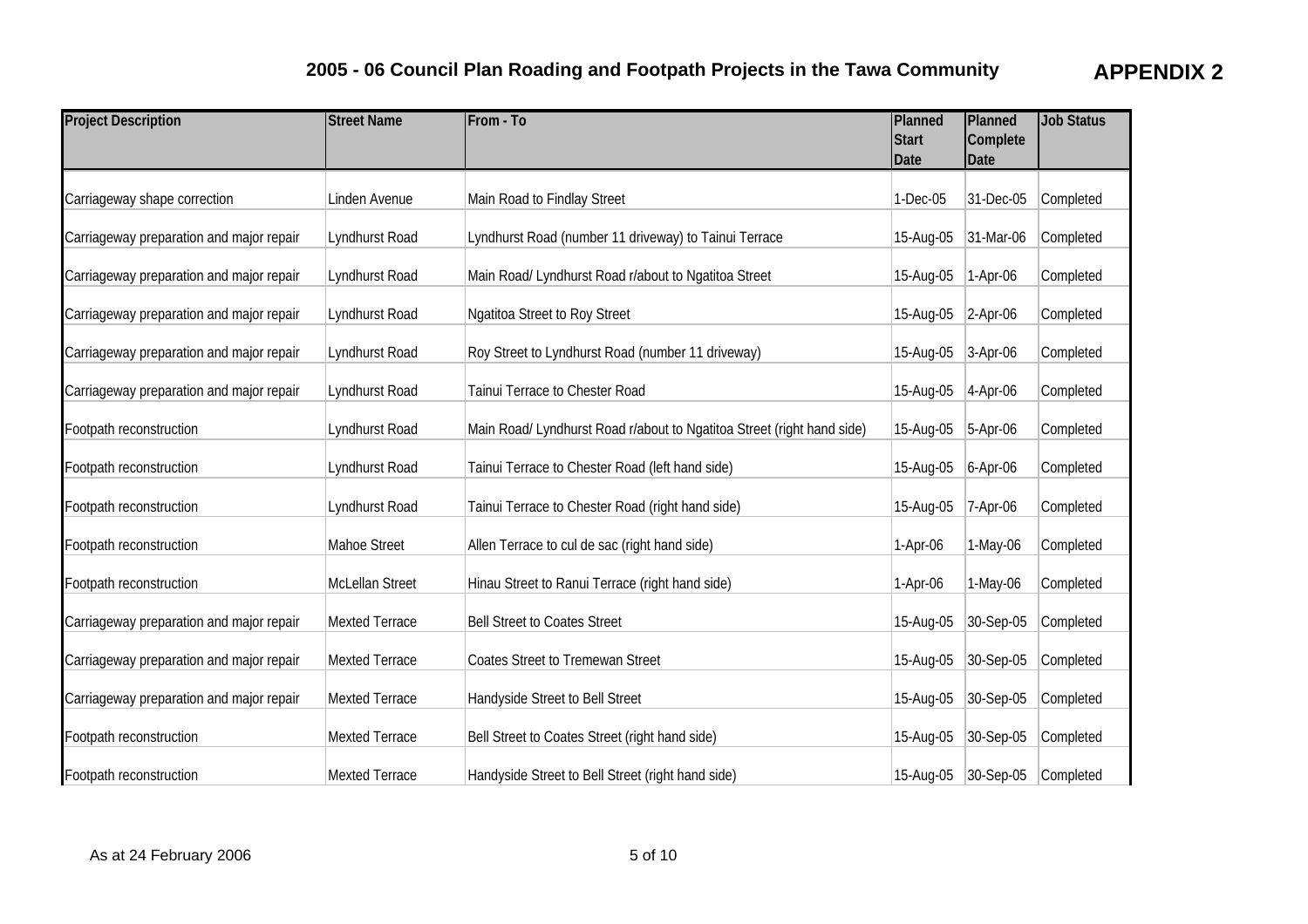## 2005 - 06 Council Plan Roading and Footpath Projects in the Tawa Community

**APPENDIX 2**

| Project Description | Street Name | From - To | Planned Start Date | Planned Complete Date | Job Status |
|---|---|---|---|---|---|
| Carriageway shape correction | Linden Avenue | Main Road to Findlay Street | 1-Dec-05 | 31-Dec-05 | Completed |
| Carriageway preparation and major repair | Lyndhurst Road | Lyndhurst Road (number 11 driveway) to Tainui Terrace | 15-Aug-05 | 31-Mar-06 | Completed |
| Carriageway preparation and major repair | Lyndhurst Road | Main Road/ Lyndhurst Road r/about to Ngatitoa Street | 15-Aug-05 | 1-Apr-06 | Completed |
| Carriageway preparation and major repair | Lyndhurst Road | Ngatitoa Street to Roy Street | 15-Aug-05 | 2-Apr-06 | Completed |
| Carriageway preparation and major repair | Lyndhurst Road | Roy Street to Lyndhurst Road (number 11 driveway) | 15-Aug-05 | 3-Apr-06 | Completed |
| Carriageway preparation and major repair | Lyndhurst Road | Tainui Terrace to Chester Road | 15-Aug-05 | 4-Apr-06 | Completed |
| Footpath reconstruction | Lyndhurst Road | Main Road/ Lyndhurst Road r/about to Ngatitoa Street (right hand side) | 15-Aug-05 | 5-Apr-06 | Completed |
| Footpath reconstruction | Lyndhurst Road | Tainui Terrace to Chester Road (left hand side) | 15-Aug-05 | 6-Apr-06 | Completed |
| Footpath reconstruction | Lyndhurst Road | Tainui Terrace to Chester Road (right hand side) | 15-Aug-05 | 7-Apr-06 | Completed |
| Footpath reconstruction | Mahoe Street | Allen Terrace to cul de sac (right hand side) | 1-Apr-06 | 1-May-06 | Completed |
| Footpath reconstruction | McLellan Street | Hinau Street to Ranui Terrace (right hand side) | 1-Apr-06 | 1-May-06 | Completed |
| Carriageway preparation and major repair | Mexted Terrace | Bell Street to Coates Street | 15-Aug-05 | 30-Sep-05 | Completed |
| Carriageway preparation and major repair | Mexted Terrace | Coates Street to Tremewan Street | 15-Aug-05 | 30-Sep-05 | Completed |
| Carriageway preparation and major repair | Mexted Terrace | Handyside Street to Bell Street | 15-Aug-05 | 30-Sep-05 | Completed |
| Footpath reconstruction | Mexted Terrace | Bell Street to Coates Street (right hand side) | 15-Aug-05 | 30-Sep-05 | Completed |
| Footpath reconstruction | Mexted Terrace | Handyside Street to Bell Street (right hand side) | 15-Aug-05 | 30-Sep-05 | Completed |

As at 24 February 2006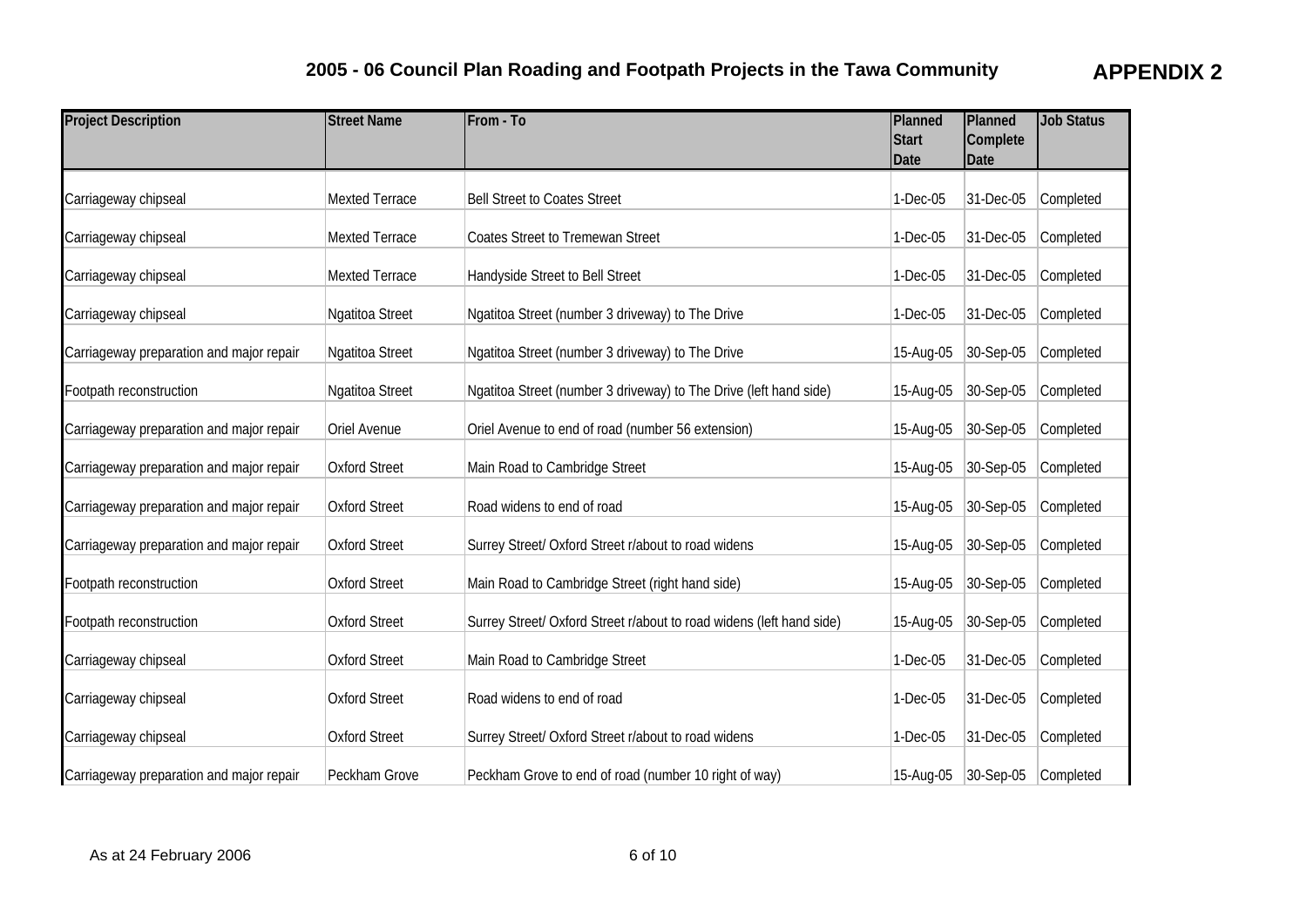# 2005 - 06 Council Plan Roading and Footpath Projects in the Tawa Community

**APPENDIX 2**

| Project Description | Street Name | From - To | Planned Start Date | Planned Complete Date | Job Status |
|---|---|---|---|---|---|
| Carriageway chipseal | Mexted Terrace | Bell Street to Coates Street | 1-Dec-05 | 31-Dec-05 | Completed |
| Carriageway chipseal | Mexted Terrace | Coates Street to Tremewan Street | 1-Dec-05 | 31-Dec-05 | Completed |
| Carriageway chipseal | Mexted Terrace | Handyside Street to Bell Street | 1-Dec-05 | 31-Dec-05 | Completed |
| Carriageway chipseal | Ngatitoa Street | Ngatitoa Street (number 3 driveway) to The Drive | 1-Dec-05 | 31-Dec-05 | Completed |
| Carriageway preparation and major repair | Ngatitoa Street | Ngatitoa Street (number 3 driveway) to The Drive | 15-Aug-05 | 30-Sep-05 | Completed |
| Footpath reconstruction | Ngatitoa Street | Ngatitoa Street (number 3 driveway) to The Drive (left hand side) | 15-Aug-05 | 30-Sep-05 | Completed |
| Carriageway preparation and major repair | Oriel Avenue | Oriel Avenue to end of road (number 56 extension) | 15-Aug-05 | 30-Sep-05 | Completed |
| Carriageway preparation and major repair | Oxford Street | Main Road to Cambridge Street | 15-Aug-05 | 30-Sep-05 | Completed |
| Carriageway preparation and major repair | Oxford Street | Road widens to end of road | 15-Aug-05 | 30-Sep-05 | Completed |
| Carriageway preparation and major repair | Oxford Street | Surrey Street/ Oxford Street r/about to road widens | 15-Aug-05 | 30-Sep-05 | Completed |
| Footpath reconstruction | Oxford Street | Main Road to Cambridge Street (right hand side) | 15-Aug-05 | 30-Sep-05 | Completed |
| Footpath reconstruction | Oxford Street | Surrey Street/ Oxford Street r/about to road widens (left hand side) | 15-Aug-05 | 30-Sep-05 | Completed |
| Carriageway chipseal | Oxford Street | Main Road to Cambridge Street | 1-Dec-05 | 31-Dec-05 | Completed |
| Carriageway chipseal | Oxford Street | Road widens to end of road | 1-Dec-05 | 31-Dec-05 | Completed |
| Carriageway chipseal | Oxford Street | Surrey Street/ Oxford Street r/about to road widens | 1-Dec-05 | 31-Dec-05 | Completed |
| Carriageway preparation and major repair | Peckham Grove | Peckham Grove to end of road (number 10 right of way) | 15-Aug-05 | 30-Sep-05 | Completed |

As at 24 February 2006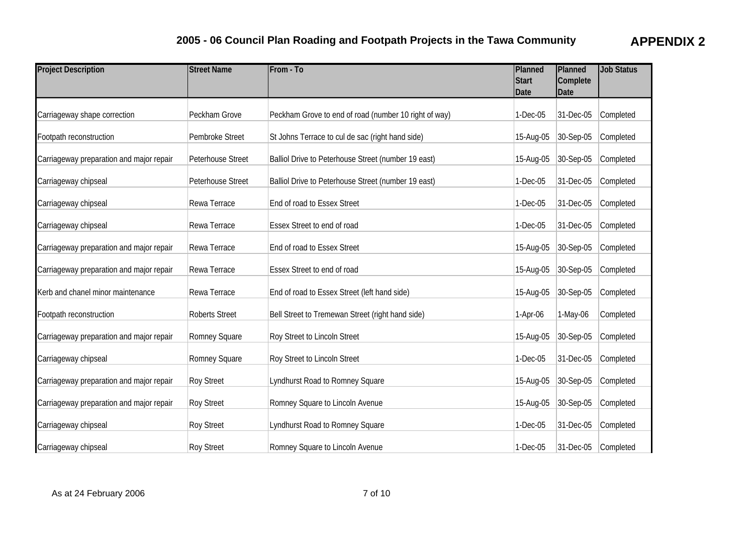# 2005 - 06 Council Plan Roading and Footpath Projects in the Tawa Community

**APPENDIX 2**

| Project Description | Street Name | From - To | Planned Start Date | Planned Complete Date | Job Status |
|---|---|---|---|---|---|
| Carriageway shape correction | Peckham Grove | Peckham Grove to end of road (number 10 right of way) | 1-Dec-05 | 31-Dec-05 | Completed |
| Footpath reconstruction | Pembroke Street | St Johns Terrace to cul de sac (right hand side) | 15-Aug-05 | 30-Sep-05 | Completed |
| Carriageway preparation and major repair | Peterhouse Street | Balliol Drive to Peterhouse Street (number 19 east) | 15-Aug-05 | 30-Sep-05 | Completed |
| Carriageway chipseal | Peterhouse Street | Balliol Drive to Peterhouse Street (number 19 east) | 1-Dec-05 | 31-Dec-05 | Completed |
| Carriageway chipseal | Rewa Terrace | End of road to Essex Street | 1-Dec-05 | 31-Dec-05 | Completed |
| Carriageway chipseal | Rewa Terrace | Essex Street to end of road | 1-Dec-05 | 31-Dec-05 | Completed |
| Carriageway preparation and major repair | Rewa Terrace | End of road to Essex Street | 15-Aug-05 | 30-Sep-05 | Completed |
| Carriageway preparation and major repair | Rewa Terrace | Essex Street to end of road | 15-Aug-05 | 30-Sep-05 | Completed |
| Kerb and chanel minor maintenance | Rewa Terrace | End of road to Essex Street (left hand side) | 15-Aug-05 | 30-Sep-05 | Completed |
| Footpath reconstruction | Roberts Street | Bell Street to Tremewan Street (right hand side) | 1-Apr-06 | 1-May-06 | Completed |
| Carriageway preparation and major repair | Romney Square | Roy Street to Lincoln Street | 15-Aug-05 | 30-Sep-05 | Completed |
| Carriageway chipseal | Romney Square | Roy Street to Lincoln Street | 1-Dec-05 | 31-Dec-05 | Completed |
| Carriageway preparation and major repair | Roy Street | Lyndhurst Road to Romney Square | 15-Aug-05 | 30-Sep-05 | Completed |
| Carriageway preparation and major repair | Roy Street | Romney Square to Lincoln Avenue | 15-Aug-05 | 30-Sep-05 | Completed |
| Carriageway chipseal | Roy Street | Lyndhurst Road to Romney Square | 1-Dec-05 | 31-Dec-05 | Completed |
| Carriageway chipseal | Roy Street | Romney Square to Lincoln Avenue | 1-Dec-05 | 31-Dec-05 | Completed |

As at 24 February 2006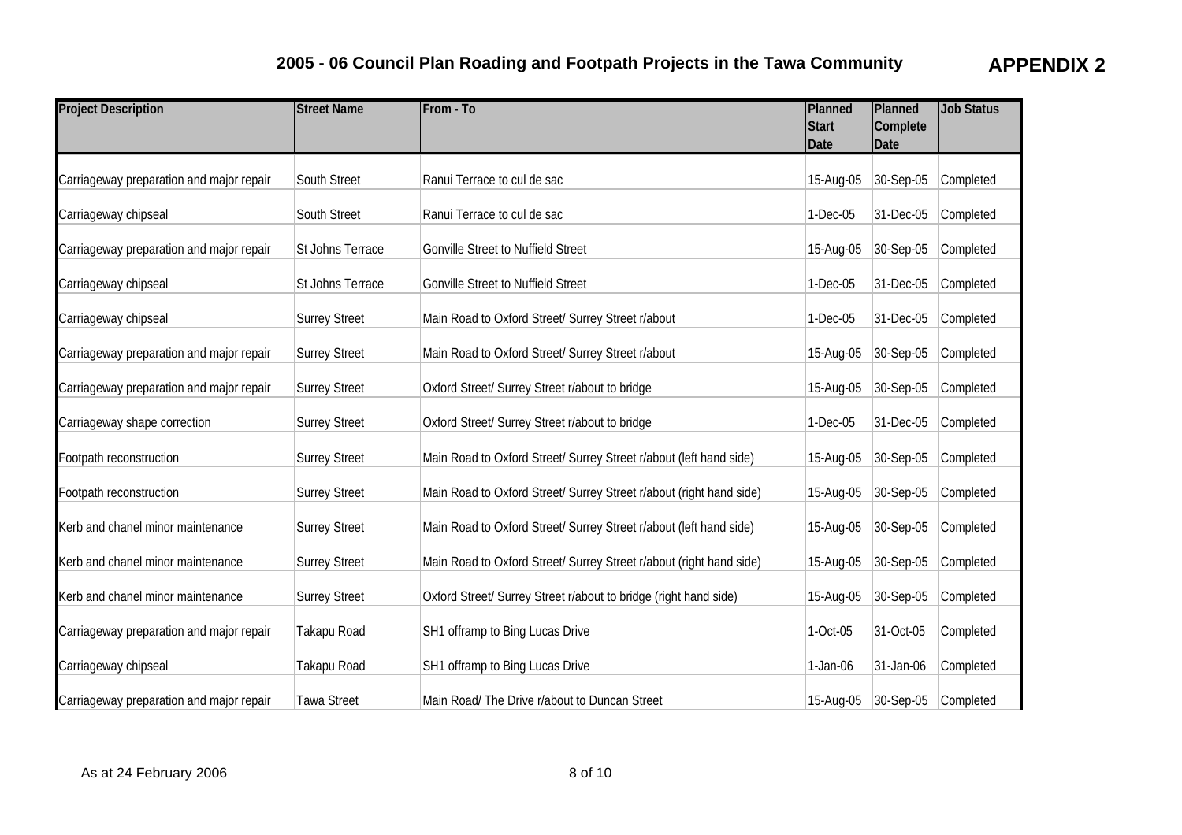# 2005 - 06 Council Plan Roading and Footpath Projects in the Tawa Community

**APPENDIX 2**

| Project Description | Street Name | From - To | Planned Start Date | Planned Complete Date | Job Status |
|---|---|---|---|---|---|
| Carriageway preparation and major repair | South Street | Ranui Terrace to cul de sac | 15-Aug-05 | 30-Sep-05 | Completed |
| Carriageway chipseal | South Street | Ranui Terrace to cul de sac | 1-Dec-05 | 31-Dec-05 | Completed |
| Carriageway preparation and major repair | St Johns Terrace | Gonville Street to Nuffield Street | 15-Aug-05 | 30-Sep-05 | Completed |
| Carriageway chipseal | St Johns Terrace | Gonville Street to Nuffield Street | 1-Dec-05 | 31-Dec-05 | Completed |
| Carriageway chipseal | Surrey Street | Main Road to Oxford Street/ Surrey Street r/about | 1-Dec-05 | 31-Dec-05 | Completed |
| Carriageway preparation and major repair | Surrey Street | Main Road to Oxford Street/ Surrey Street r/about | 15-Aug-05 | 30-Sep-05 | Completed |
| Carriageway preparation and major repair | Surrey Street | Oxford Street/ Surrey Street r/about to bridge | 15-Aug-05 | 30-Sep-05 | Completed |
| Carriageway shape correction | Surrey Street | Oxford Street/ Surrey Street r/about to bridge | 1-Dec-05 | 31-Dec-05 | Completed |
| Footpath reconstruction | Surrey Street | Main Road to Oxford Street/ Surrey Street r/about (left hand side) | 15-Aug-05 | 30-Sep-05 | Completed |
| Footpath reconstruction | Surrey Street | Main Road to Oxford Street/ Surrey Street r/about (right hand side) | 15-Aug-05 | 30-Sep-05 | Completed |
| Kerb and chanel minor maintenance | Surrey Street | Main Road to Oxford Street/ Surrey Street r/about (left hand side) | 15-Aug-05 | 30-Sep-05 | Completed |
| Kerb and chanel minor maintenance | Surrey Street | Main Road to Oxford Street/ Surrey Street r/about (right hand side) | 15-Aug-05 | 30-Sep-05 | Completed |
| Kerb and chanel minor maintenance | Surrey Street | Oxford Street/ Surrey Street r/about to bridge (right hand side) | 15-Aug-05 | 30-Sep-05 | Completed |
| Carriageway preparation and major repair | Takapu Road | SH1 offramp to Bing Lucas Drive | 1-Oct-05 | 31-Oct-05 | Completed |
| Carriageway chipseal | Takapu Road | SH1 offramp to Bing Lucas Drive | 1-Jan-06 | 31-Jan-06 | Completed |
| Carriageway preparation and major repair | Tawa Street | Main Road/ The Drive r/about to Duncan Street | 15-Aug-05 | 30-Sep-05 | Completed |

As at 24 February 2006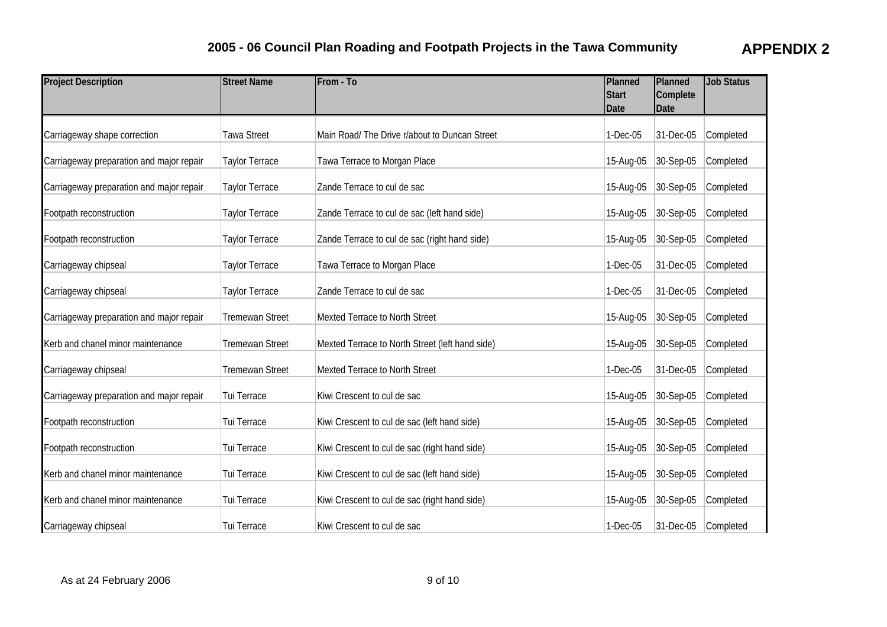# 2005 - 06 Council Plan Roading and Footpath Projects in the Tawa Community

**APPENDIX 2**

| Project Description | Street Name | From - To | Planned Start Date | Planned Complete Date | Job Status |
|---|---|---|---|---|---|
| Carriageway shape correction | Tawa Street | Main Road/ The Drive r/about to Duncan Street | 1-Dec-05 | 31-Dec-05 | Completed |
| Carriageway preparation and major repair | Taylor Terrace | Tawa Terrace to Morgan Place | 15-Aug-05 | 30-Sep-05 | Completed |
| Carriageway preparation and major repair | Taylor Terrace | Zande Terrace to cul de sac | 15-Aug-05 | 30-Sep-05 | Completed |
| Footpath reconstruction | Taylor Terrace | Zande Terrace to cul de sac (left hand side) | 15-Aug-05 | 30-Sep-05 | Completed |
| Footpath reconstruction | Taylor Terrace | Zande Terrace to cul de sac (right hand side) | 15-Aug-05 | 30-Sep-05 | Completed |
| Carriageway chipseal | Taylor Terrace | Tawa Terrace to Morgan Place | 1-Dec-05 | 31-Dec-05 | Completed |
| Carriageway chipseal | Taylor Terrace | Zande Terrace to cul de sac | 1-Dec-05 | 31-Dec-05 | Completed |
| Carriageway preparation and major repair | Tremewan Street | Mexted Terrace to North Street | 15-Aug-05 | 30-Sep-05 | Completed |
| Kerb and chanel minor maintenance | Tremewan Street | Mexted Terrace to North Street (left hand side) | 15-Aug-05 | 30-Sep-05 | Completed |
| Carriageway chipseal | Tremewan Street | Mexted Terrace to North Street | 1-Dec-05 | 31-Dec-05 | Completed |
| Carriageway preparation and major repair | Tui Terrace | Kiwi Crescent to cul de sac | 15-Aug-05 | 30-Sep-05 | Completed |
| Footpath reconstruction | Tui Terrace | Kiwi Crescent to cul de sac (left hand side) | 15-Aug-05 | 30-Sep-05 | Completed |
| Footpath reconstruction | Tui Terrace | Kiwi Crescent to cul de sac (right hand side) | 15-Aug-05 | 30-Sep-05 | Completed |
| Kerb and chanel minor maintenance | Tui Terrace | Kiwi Crescent to cul de sac (left hand side) | 15-Aug-05 | 30-Sep-05 | Completed |
| Kerb and chanel minor maintenance | Tui Terrace | Kiwi Crescent to cul de sac (right hand side) | 15-Aug-05 | 30-Sep-05 | Completed |
| Carriageway chipseal | Tui Terrace | Kiwi Crescent to cul de sac | 1-Dec-05 | 31-Dec-05 | Completed |

As at 24 February 2006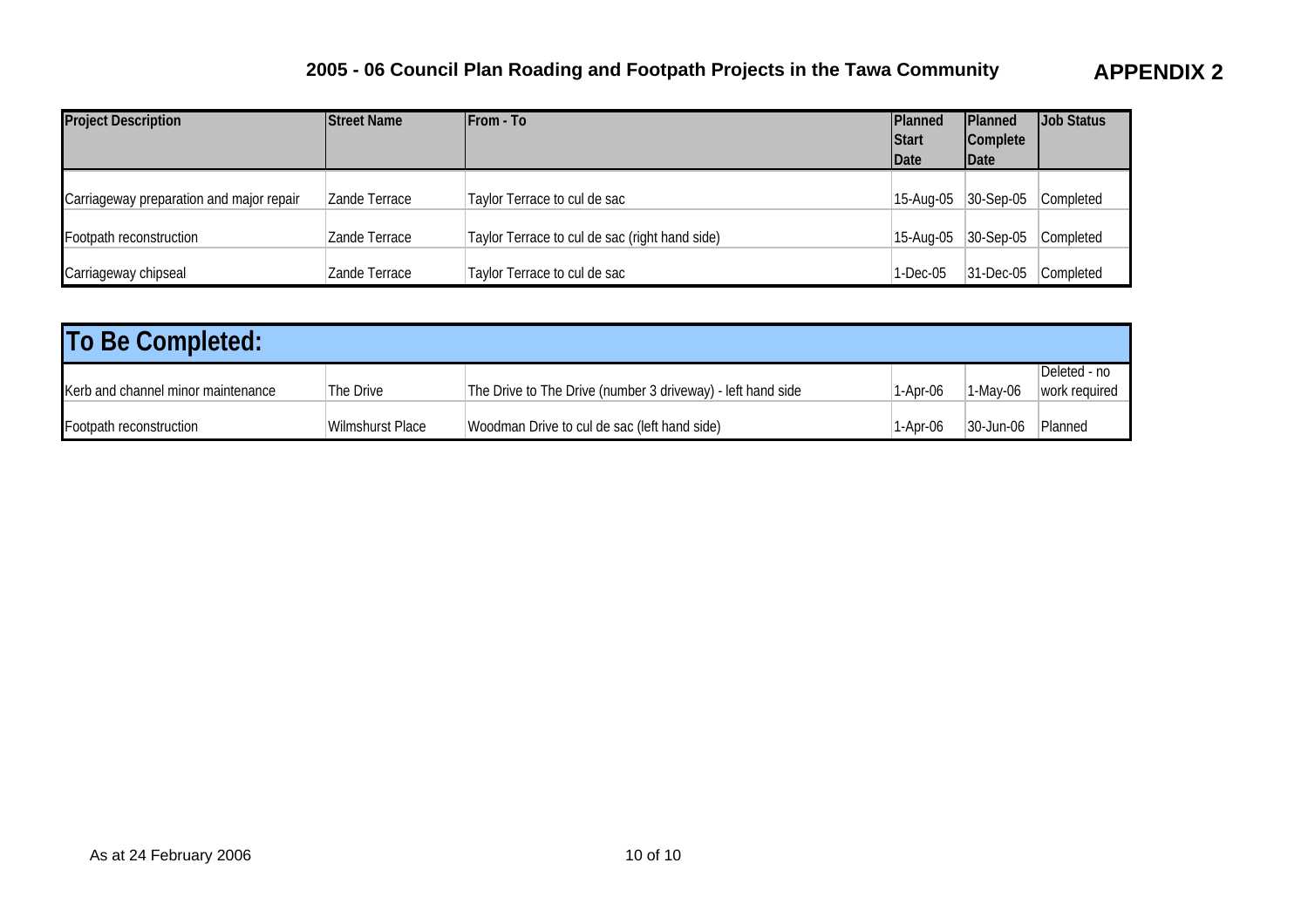## 2005 - 06 Council Plan Roading and Footpath Projects in the Tawa Community

**APPENDIX 2**

| Project Description | Street Name | From - To | Planned Start Date | Planned Complete Date | Job Status |
|---|---|---|---|---|---|
| Carriageway preparation and major repair | Zande Terrace | Taylor Terrace to cul de sac | 15-Aug-05 | 30-Sep-05 | Completed |
| Footpath reconstruction | Zande Terrace | Taylor Terrace to cul de sac (right hand side) | 15-Aug-05 | 30-Sep-05 | Completed |
| Carriageway chipseal | Zande Terrace | Taylor Terrace to cul de sac | 1-Dec-05 | 31-Dec-05 | Completed |

## To Be Completed:

| | | | | | |
|---|---|---|---|---|---|
| Kerb and channel minor maintenance | The Drive | The Drive to The Drive (number 3 driveway) - left hand side | 1-Apr-06 | 1-May-06 | Deleted - no work required |
| Footpath reconstruction | Wilmshurst Place | Woodman Drive to cul de sac (left hand side) | 1-Apr-06 | 30-Jun-06 | Planned |

As at 24 February 2006